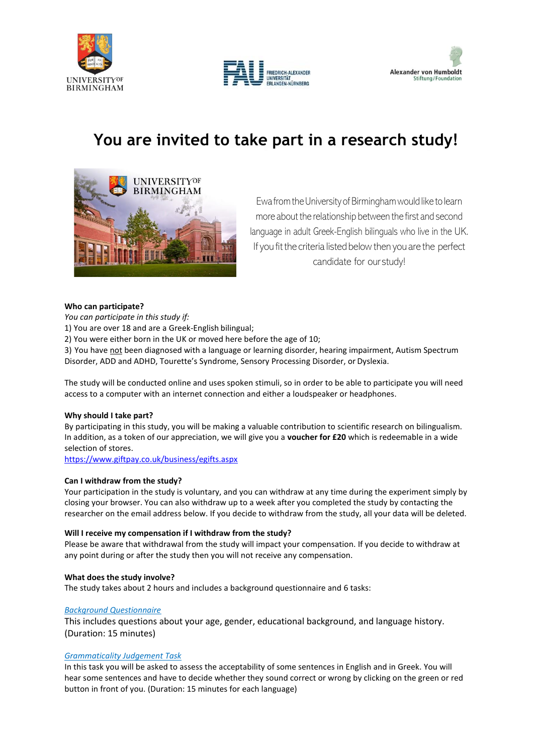# You are invited to take part in a research study!

Ewa from the University of Birmingham would like to learn more about the relationship between the first and second language in adult Greek-English bilinguals who live in the UK. If you fit the criteria listed below then you are the perfect candidate for our study!

**Who can participate?**

*You can participate in this study if:*

1) You are over 18 and are a Greek-English bilingual;
2) You were either born in the UK or moved here before the age of 10;
3) You have not been diagnosed with a language or learning disorder, hearing impairment, Autism Spectrum Disorder, ADD and ADHD, Tourette's Syndrome, Sensory Processing Disorder, or Dyslexia.

The study will be conducted online and uses spoken stimuli, so in order to be able to participate you will need access to a computer with an internet connection and either a loudspeaker or headphones.

**Why should I take part?**

By participating in this study, you will be making a valuable contribution to scientific research on bilingualism. In addition, as a token of our appreciation, we will give you a **voucher for £20** which is redeemable in a wide selection of stores.

https://www.giftpay.co.uk/business/egifts.aspx

**Can I withdraw from the study?**

Your participation in the study is voluntary, and you can withdraw at any time during the experiment simply by closing your browser. You can also withdraw up to a week after you completed the study by contacting the researcher on the email address below. If you decide to withdraw from the study, all your data will be deleted.

**Will I receive my compensation if I withdraw from the study?**

Please be aware that withdrawal from the study will impact your compensation. If you decide to withdraw at any point during or after the study then you will not receive any compensation.

**What does the study involve?**

The study takes about 2 hours and includes a background questionnaire and 6 tasks:

*Background Questionnaire*

This includes questions about your age, gender, educational background, and language history. (Duration: 15 minutes)

*Grammaticality Judgement Task*

In this task you will be asked to assess the acceptability of some sentences in English and in Greek. You will hear some sentences and have to decide whether they sound correct or wrong by clicking on the green or red button in front of you. (Duration: 15 minutes for each language)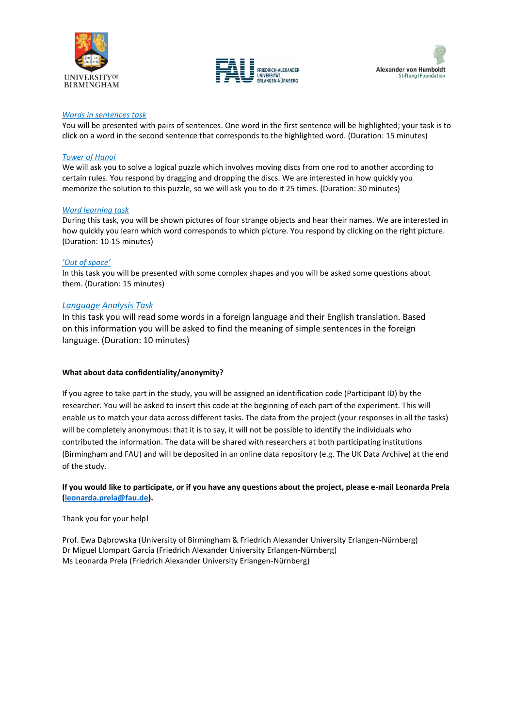*Words in sentences task*

You will be presented with pairs of sentences. One word in the first sentence will be highlighted; your task is to click on a word in the second sentence that corresponds to the highlighted word. (Duration: 15 minutes)

*Tower of Hanoi*

We will ask you to solve a logical puzzle which involves moving discs from one rod to another according to certain rules. You respond by dragging and dropping the discs. We are interested in how quickly you memorize the solution to this puzzle, so we will ask you to do it 25 times. (Duration: 30 minutes)

*Word learning task*

During this task, you will be shown pictures of four strange objects and hear their names. We are interested in how quickly you learn which word corresponds to which picture. You respond by clicking on the right picture. (Duration: 10-15 minutes)

*'Out of space'*

In this task you will be presented with some complex shapes and you will be asked some questions about them. (Duration: 15 minutes)

*Language Analysis Task*

In this task you will read some words in a foreign language and their English translation. Based on this information you will be asked to find the meaning of simple sentences in the foreign language. (Duration: 10 minutes)

**What about data confidentiality/anonymity?**

If you agree to take part in the study, you will be assigned an identification code (Participant ID) by the researcher. You will be asked to insert this code at the beginning of each part of the experiment. This will enable us to match your data across different tasks. The data from the project (your responses in all the tasks) will be completely anonymous: that it is to say, it will not be possible to identify the individuals who contributed the information. The data will be shared with researchers at both participating institutions (Birmingham and FAU) and will be deposited in an online data repository (e.g. The UK Data Archive) at the end of the study.

**If you would like to participate, or if you have any questions about the project, please e-mail Leonarda Prela (leonarda.prela@fau.de).**

Thank you for your help!

Prof. Ewa Dąbrowska (University of Birmingham & Friedrich Alexander University Erlangen-Nürnberg)
Dr Miguel Llompart García (Friedrich Alexander University Erlangen-Nürnberg)
Ms Leonarda Prela (Friedrich Alexander University Erlangen-Nürnberg)